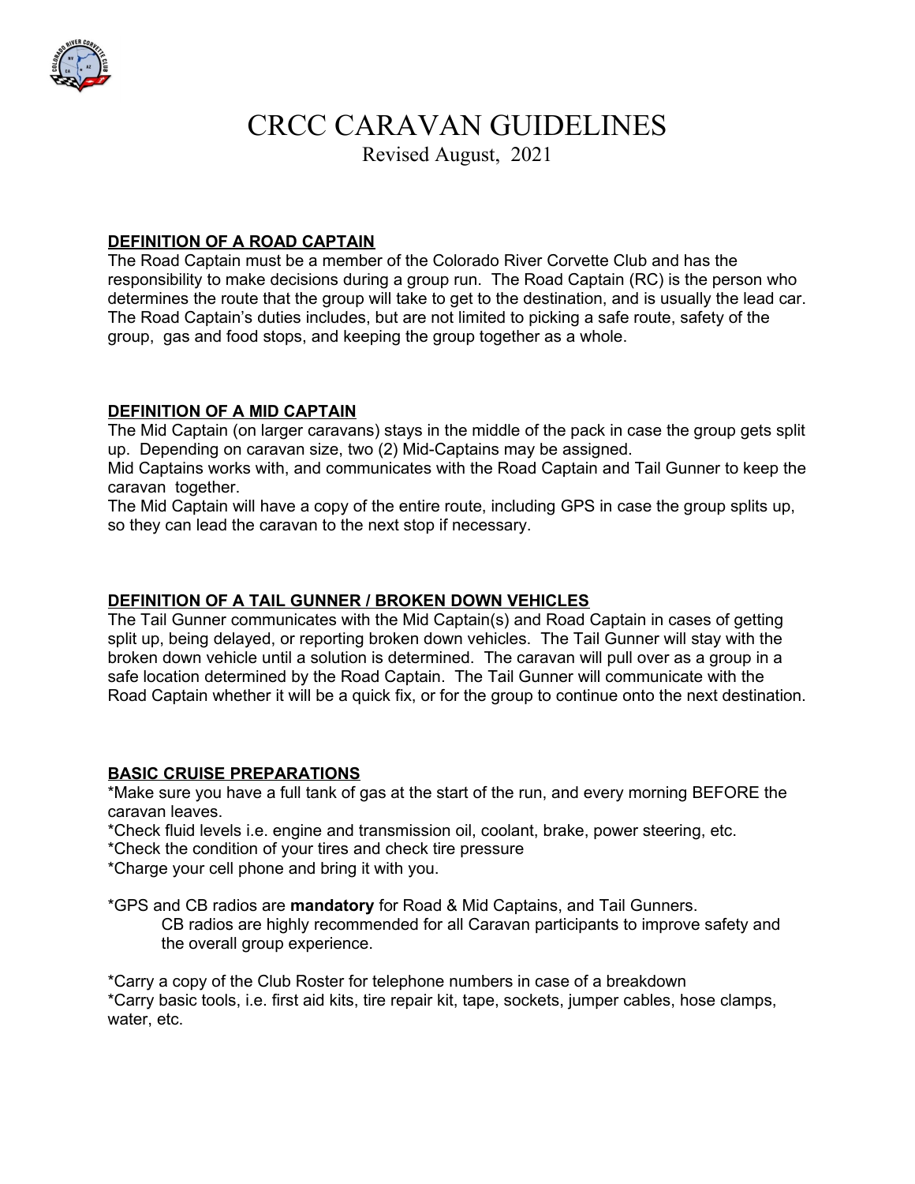# CRCC CARAVAN GUIDELINES

Revised August, 2021

## DEFINITION OF A ROAD CAPTAIN

The Road Captain must be a member of the Colorado River Corvette Club and has the responsibility to make decisions during a group run. The Road Captain (RC) is the person who determines the route that the group will take to get to the destination, and is usually the lead car. The Road Captain's duties includes, but are not limited to picking a safe route, safety of the group, gas and food stops, and keeping the group together as a whole.

## DEFINITION OF A MID CAPTAIN

The Mid Captain (on larger caravans) stays in the middle of the pack in case the group gets split up. Depending on caravan size, two (2) Mid-Captains may be assigned.

Mid Captains works with, and communicates with the Road Captain and Tail Gunner to keep the caravan together.

The Mid Captain will have a copy of the entire route, including GPS in case the group splits up, so they can lead the caravan to the next stop if necessary.

## DEFINITION OF A TAIL GUNNER / BROKEN DOWN VEHICLES

The Tail Gunner communicates with the Mid Captain(s) and Road Captain in cases of getting split up, being delayed, or reporting broken down vehicles. The Tail Gunner will stay with the broken down vehicle until a solution is determined. The caravan will pull over as a group in a safe location determined by the Road Captain. The Tail Gunner will communicate with the Road Captain whether it will be a quick fix, or for the group to continue onto the next destination.

## BASIC CRUISE PREPARATIONS

*Make sure you have a full tank of gas at the start of the run, and every morning BEFORE the caravan leaves.

*Check fluid levels i.e. engine and transmission oil, coolant, brake, power steering, etc.

*Check the condition of your tires and check tire pressure

*Charge your cell phone and bring it with you.

*GPS and CB radios are **mandatory** for Road & Mid Captains, and Tail Gunners.

CB radios are highly recommended for all Caravan participants to improve safety and the overall group experience.

*Carry a copy of the Club Roster for telephone numbers in case of a breakdown

*Carry basic tools, i.e. first aid kits, tire repair kit, tape, sockets, jumper cables, hose clamps, water, etc.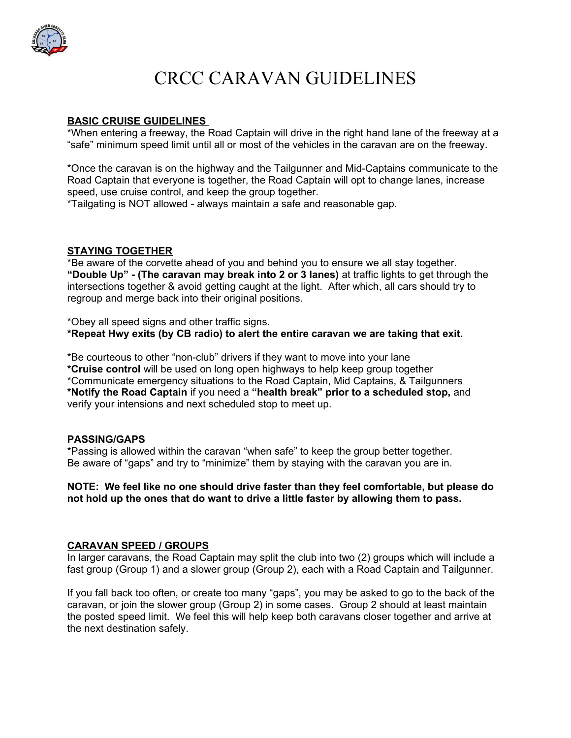# CRCC CARAVAN GUIDELINES

**BASIC CRUISE GUIDELINES**

*When entering a freeway, the Road Captain will drive in the right hand lane of the freeway at a "safe" minimum speed limit until all or most of the vehicles in the caravan are on the freeway.

*Once the caravan is on the highway and the Tailgunner and Mid-Captains communicate to the Road Captain that everyone is together, the Road Captain will opt to change lanes, increase speed, use cruise control, and keep the group together.
*Tailgating is NOT allowed - always maintain a safe and reasonable gap.

**STAYING TOGETHER**

*Be aware of the corvette ahead of you and behind you to ensure we all stay together.
**"Double Up" - (The caravan may break into 2 or 3 lanes)** at traffic lights to get through the intersections together & avoid getting caught at the light. After which, all cars should try to regroup and merge back into their original positions.

*Obey all speed signs and other traffic signs.
**\*Repeat Hwy exits (by CB radio) to alert the entire caravan we are taking that exit.**

*Be courteous to other "non-club" drivers if they want to move into your lane
**\*Cruise control** will be used on long open highways to help keep group together
*Communicate emergency situations to the Road Captain, Mid Captains, & Tailgunners
**\*Notify the Road Captain** if you need a **"health break" prior to a scheduled stop,** and verify your intensions and next scheduled stop to meet up.

**PASSING/GAPS**

*Passing is allowed within the caravan "when safe" to keep the group better together.
Be aware of "gaps" and try to "minimize" them by staying with the caravan you are in.

**NOTE: We feel like no one should drive faster than they feel comfortable, but please do not hold up the ones that do want to drive a little faster by allowing them to pass.**

**CARAVAN SPEED / GROUPS**

In larger caravans, the Road Captain may split the club into two (2) groups which will include a fast group (Group 1) and a slower group (Group 2), each with a Road Captain and Tailgunner.

If you fall back too often, or create too many "gaps", you may be asked to go to the back of the caravan, or join the slower group (Group 2) in some cases. Group 2 should at least maintain the posted speed limit. We feel this will help keep both caravans closer together and arrive at the next destination safely.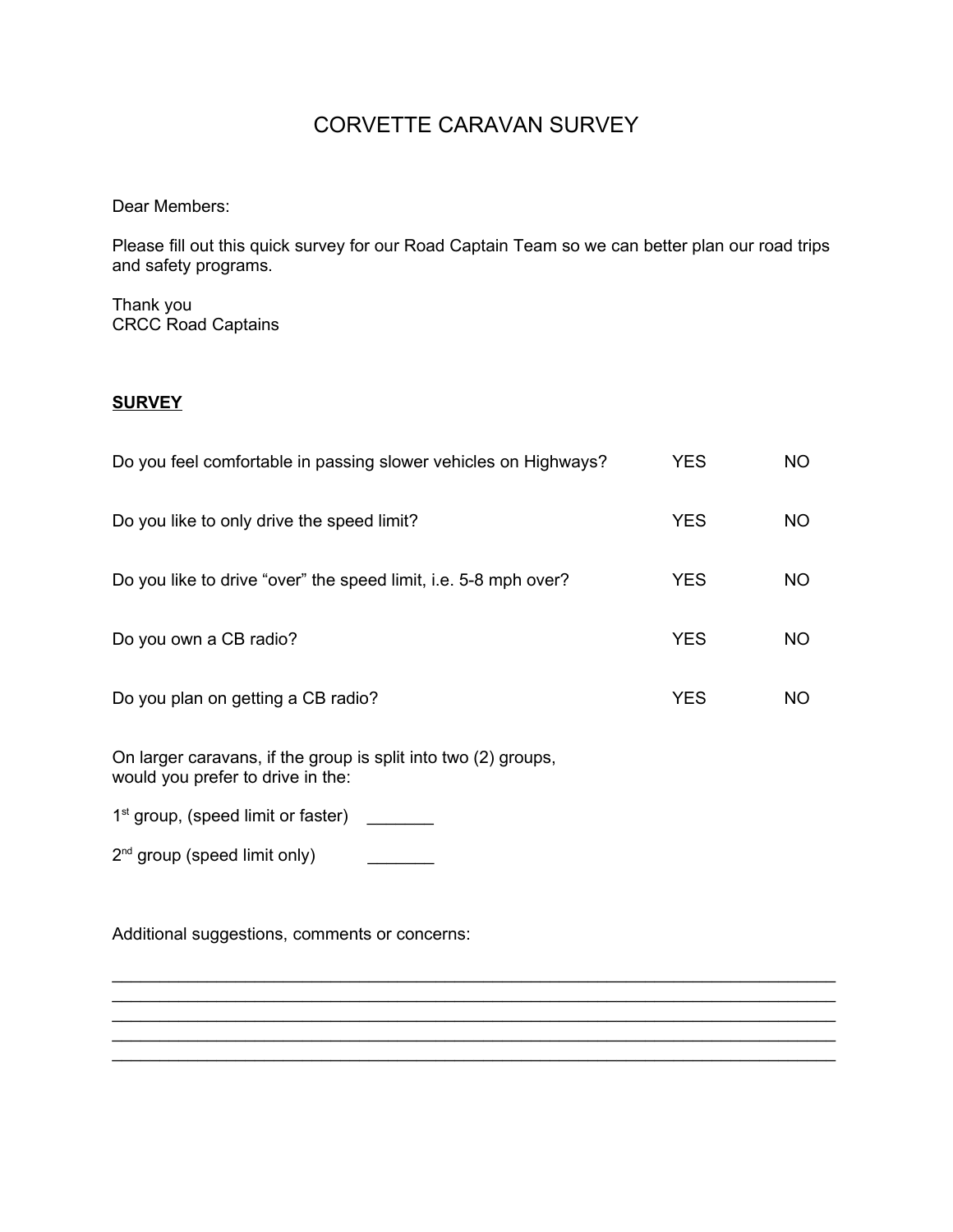# CORVETTE CARAVAN SURVEY

Dear Members:

Please fill out this quick survey for our Road Captain Team so we can better plan our road trips and safety programs.

Thank you
CRCC Road Captains

**<u>SURVEY</u>**

| | | |
|---|---|---|
| Do you feel comfortable in passing slower vehicles on Highways? | YES | NO |
| Do you like to only drive the speed limit? | YES | NO |
| Do you like to drive "over" the speed limit, i.e. 5-8 mph over? | YES | NO |
| Do you own a CB radio? | YES | NO |
| Do you plan on getting a CB radio? | YES | NO |

On larger caravans, if the group is split into two (2) groups, would you prefer to drive in the:

1st group, (speed limit or faster) _______

2nd group (speed limit only) _______

Additional suggestions, comments or concerns:

___________________________________________________________________________
___________________________________________________________________________
___________________________________________________________________________
___________________________________________________________________________
___________________________________________________________________________